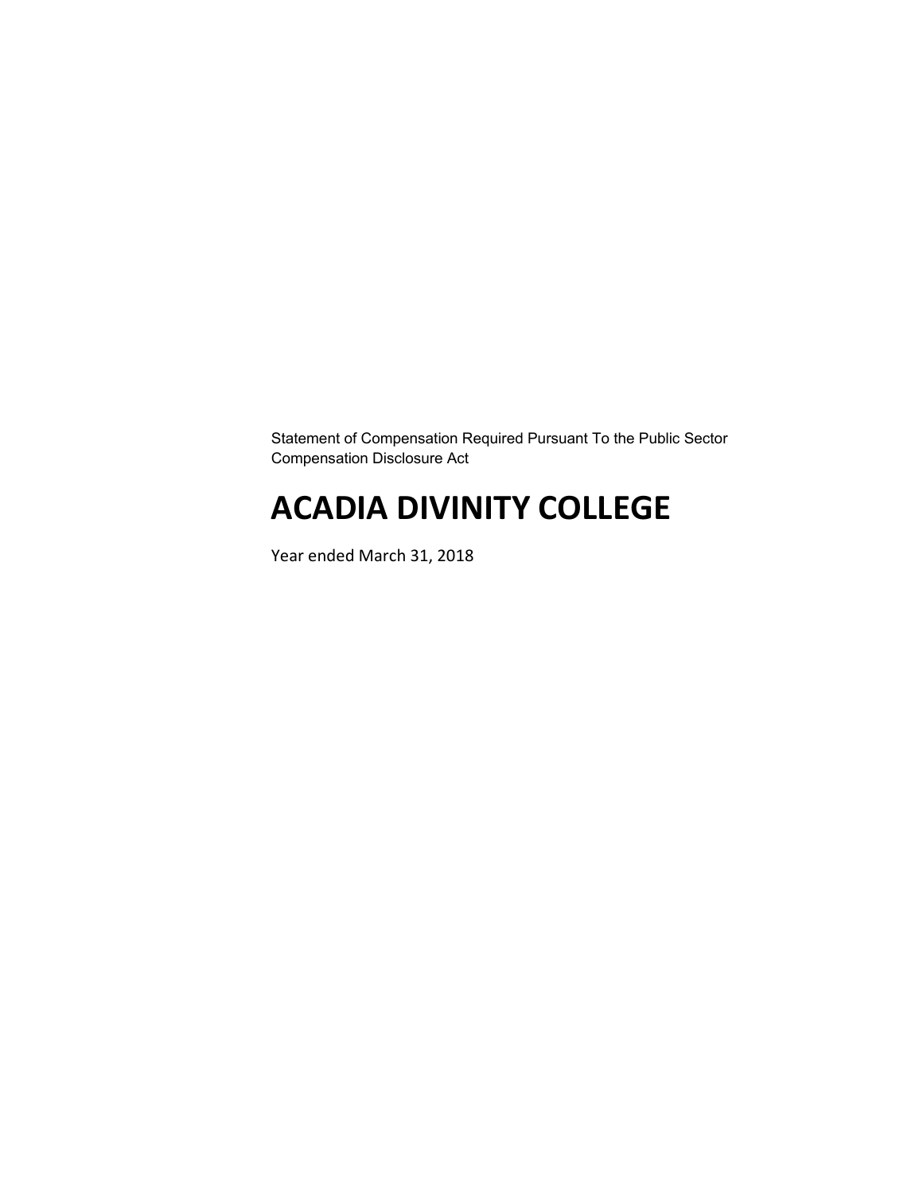Statement of Compensation Required Pursuant To the Public Sector Compensation Disclosure Act

# ACADIA DIVINITY COLLEGE

Year ended March 31, 2018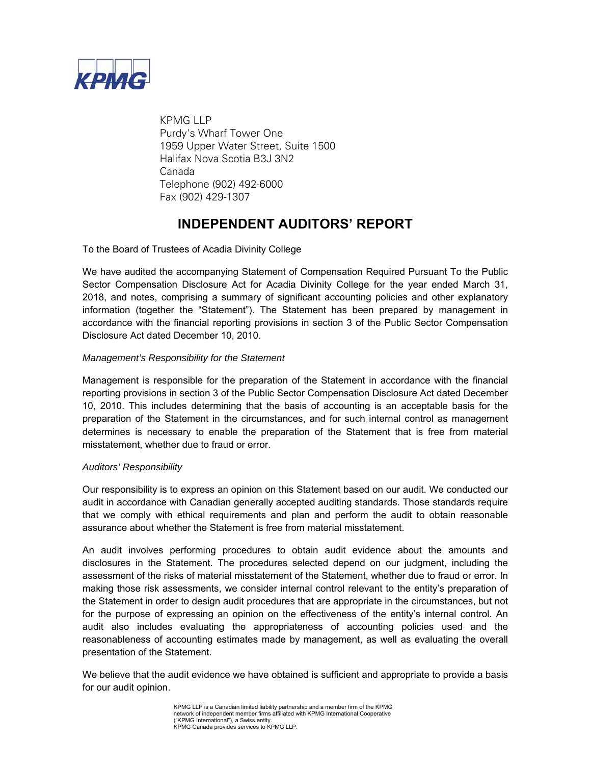KPMG

KPMG LLP
Purdy's Wharf Tower One
1959 Upper Water Street, Suite 1500
Halifax Nova Scotia B3J 3N2
Canada
Telephone (902) 492-6000
Fax (902) 429-1307

# INDEPENDENT AUDITORS' REPORT

To the Board of Trustees of Acadia Divinity College

We have audited the accompanying Statement of Compensation Required Pursuant To the Public Sector Compensation Disclosure Act for Acadia Divinity College for the year ended March 31, 2018, and notes, comprising a summary of significant accounting policies and other explanatory information (together the "Statement"). The Statement has been prepared by management in accordance with the financial reporting provisions in section 3 of the Public Sector Compensation Disclosure Act dated December 10, 2010.

*Management's Responsibility for the Statement*

Management is responsible for the preparation of the Statement in accordance with the financial reporting provisions in section 3 of the Public Sector Compensation Disclosure Act dated December 10, 2010. This includes determining that the basis of accounting is an acceptable basis for the preparation of the Statement in the circumstances, and for such internal control as management determines is necessary to enable the preparation of the Statement that is free from material misstatement, whether due to fraud or error.

*Auditors' Responsibility*

Our responsibility is to express an opinion on this Statement based on our audit. We conducted our audit in accordance with Canadian generally accepted auditing standards. Those standards require that we comply with ethical requirements and plan and perform the audit to obtain reasonable assurance about whether the Statement is free from material misstatement.

An audit involves performing procedures to obtain audit evidence about the amounts and disclosures in the Statement. The procedures selected depend on our judgment, including the assessment of the risks of material misstatement of the Statement, whether due to fraud or error. In making those risk assessments, we consider internal control relevant to the entity's preparation of the Statement in order to design audit procedures that are appropriate in the circumstances, but not for the purpose of expressing an opinion on the effectiveness of the entity's internal control. An audit also includes evaluating the appropriateness of accounting policies used and the reasonableness of accounting estimates made by management, as well as evaluating the overall presentation of the Statement.

We believe that the audit evidence we have obtained is sufficient and appropriate to provide a basis for our audit opinion.

KPMG LLP is a Canadian limited liability partnership and a member firm of the KPMG network of independent member firms affiliated with KPMG International Cooperative ("KPMG International"), a Swiss entity.
KPMG Canada provides services to KPMG LLP.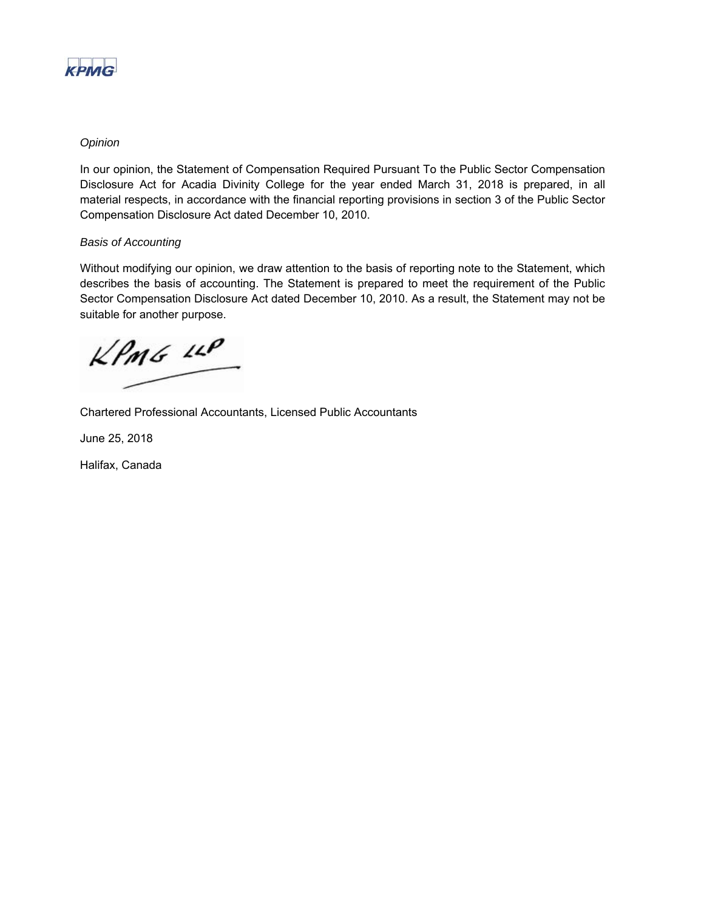*Opinion*

In our opinion, the Statement of Compensation Required Pursuant To the Public Sector Compensation Disclosure Act for Acadia Divinity College for the year ended March 31, 2018 is prepared, in all material respects, in accordance with the financial reporting provisions in section 3 of the Public Sector Compensation Disclosure Act dated December 10, 2010.

*Basis of Accounting*

Without modifying our opinion, we draw attention to the basis of reporting note to the Statement, which describes the basis of accounting. The Statement is prepared to meet the requirement of the Public Sector Compensation Disclosure Act dated December 10, 2010. As a result, the Statement may not be suitable for another purpose.

KPMG LLP

Chartered Professional Accountants, Licensed Public Accountants

June 25, 2018

Halifax, Canada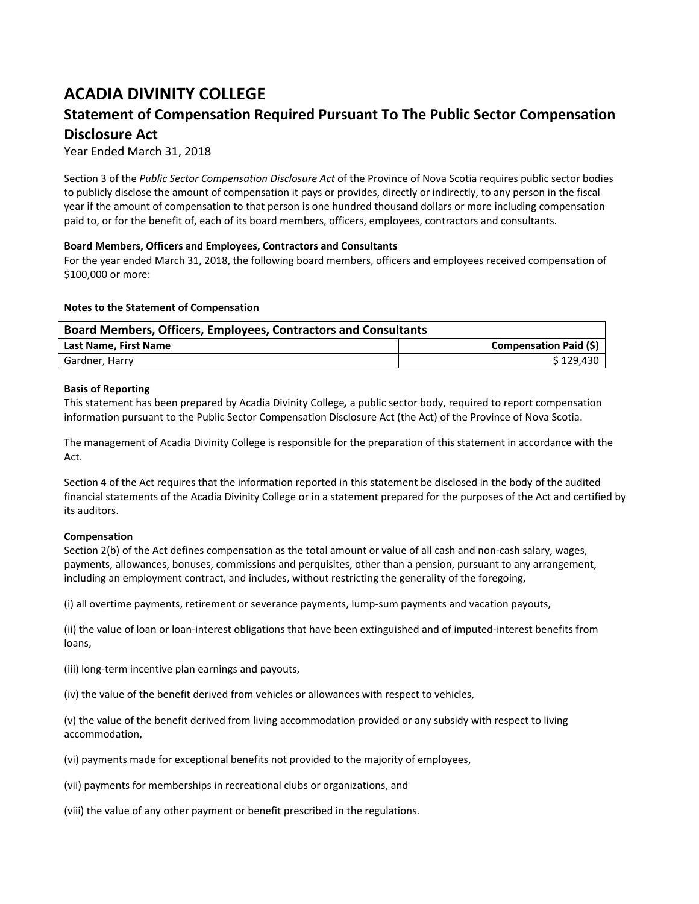# ACADIA DIVINITY COLLEGE

## Statement of Compensation Required Pursuant To The Public Sector Compensation Disclosure Act

Year Ended March 31, 2018

Section 3 of the *Public Sector Compensation Disclosure Act* of the Province of Nova Scotia requires public sector bodies to publicly disclose the amount of compensation it pays or provides, directly or indirectly, to any person in the fiscal year if the amount of compensation to that person is one hundred thousand dollars or more including compensation paid to, or for the benefit of, each of its board members, officers, employees, contractors and consultants.

**Board Members, Officers and Employees, Contractors and Consultants**

For the year ended March 31, 2018, the following board members, officers and employees received compensation of $100,000 or more:

**Notes to the Statement of Compensation**

| Board Members, Officers, Employees, Contractors and Consultants | |
|---|---|
| **Last Name, First Name** | **Compensation Paid ($)** |
| Gardner, Harry | $ 129,430 |

**Basis of Reporting**

This statement has been prepared by Acadia Divinity College*,* a public sector body, required to report compensation information pursuant to the Public Sector Compensation Disclosure Act (the Act) of the Province of Nova Scotia.

The management of Acadia Divinity College is responsible for the preparation of this statement in accordance with the Act.

Section 4 of the Act requires that the information reported in this statement be disclosed in the body of the audited financial statements of the Acadia Divinity College or in a statement prepared for the purposes of the Act and certified by its auditors.

**Compensation**

Section 2(b) of the Act defines compensation as the total amount or value of all cash and non-cash salary, wages, payments, allowances, bonuses, commissions and perquisites, other than a pension, pursuant to any arrangement, including an employment contract, and includes, without restricting the generality of the foregoing,

(i) all overtime payments, retirement or severance payments, lump-sum payments and vacation payouts,

(ii) the value of loan or loan-interest obligations that have been extinguished and of imputed-interest benefits from loans,

(iii) long-term incentive plan earnings and payouts,

(iv) the value of the benefit derived from vehicles or allowances with respect to vehicles,

(v) the value of the benefit derived from living accommodation provided or any subsidy with respect to living accommodation,

(vi) payments made for exceptional benefits not provided to the majority of employees,

(vii) payments for memberships in recreational clubs or organizations, and

(viii) the value of any other payment or benefit prescribed in the regulations.